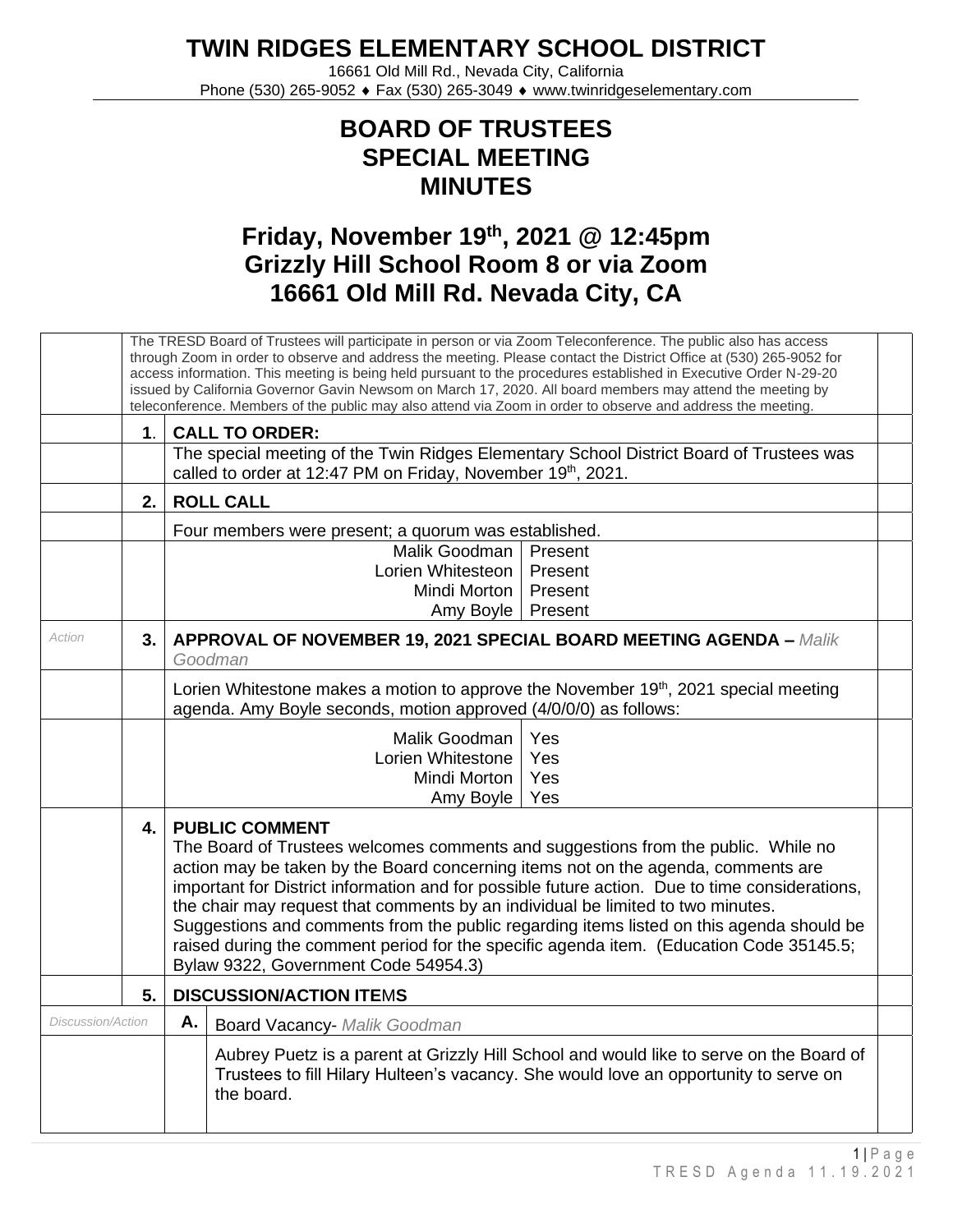# TWIN RIDGES ELEMENTARY SCHOOL DISTRICT

16661 Old Mill Rd., Nevada City, California
Phone (530) 265-9052 ♦ Fax (530) 265-3049 ♦ www.twinridgeselementary.com

## BOARD OF TRUSTEES
## SPECIAL MEETING
## MINUTES

## Friday, November 19th, 2021 @ 12:45pm
## Grizzly Hill School Room 8 or via Zoom
## 16661 Old Mill Rd. Nevada City, CA

The TRESD Board of Trustees will participate in person or via Zoom Teleconference. The public also has access through Zoom in order to observe and address the meeting. Please contact the District Office at (530) 265-9052 for access information. This meeting is being held pursuant to the procedures established in Executive Order N-29-20 issued by California Governor Gavin Newsom on March 17, 2020. All board members may attend the meeting by teleconference. Members of the public may also attend via Zoom in order to observe and address the meeting.

**1. CALL TO ORDER:**

The special meeting of the Twin Ridges Elementary School District Board of Trustees was called to order at 12:47 PM on Friday, November 19th, 2021.

**2. ROLL CALL**

Four members were present; a quorum was established.

| Member | Status |
|---|---|
| Malik Goodman | Present |
| Lorien Whitesteon | Present |
| Mindi Morton | Present |
| Amy Boyle | Present |

*Action*

**3. APPROVAL OF NOVEMBER 19, 2021 SPECIAL BOARD MEETING AGENDA –** *Malik Goodman*

Lorien Whitestone makes a motion to approve the November 19th, 2021 special meeting agenda. Amy Boyle seconds, motion approved (4/0/0/0) as follows:

| Member | Vote |
|---|---|
| Malik Goodman | Yes |
| Lorien Whitestone | Yes |
| Mindi Morton | Yes |
| Amy Boyle | Yes |

**4. PUBLIC COMMENT**

The Board of Trustees welcomes comments and suggestions from the public. While no action may be taken by the Board concerning items not on the agenda, comments are important for District information and for possible future action. Due to time considerations, the chair may request that comments by an individual be limited to two minutes. Suggestions and comments from the public regarding items listed on this agenda should be raised during the comment period for the specific agenda item. (Education Code 35145.5; Bylaw 9322, Government Code 54954.3)

**5. DISCUSSION/ACTION ITEMS**

*Discussion/Action*

**A.** Board Vacancy- *Malik Goodman*

Aubrey Puetz is a parent at Grizzly Hill School and would like to serve on the Board of Trustees to fill Hilary Hulteen's vacancy. She would love an opportunity to serve on the board.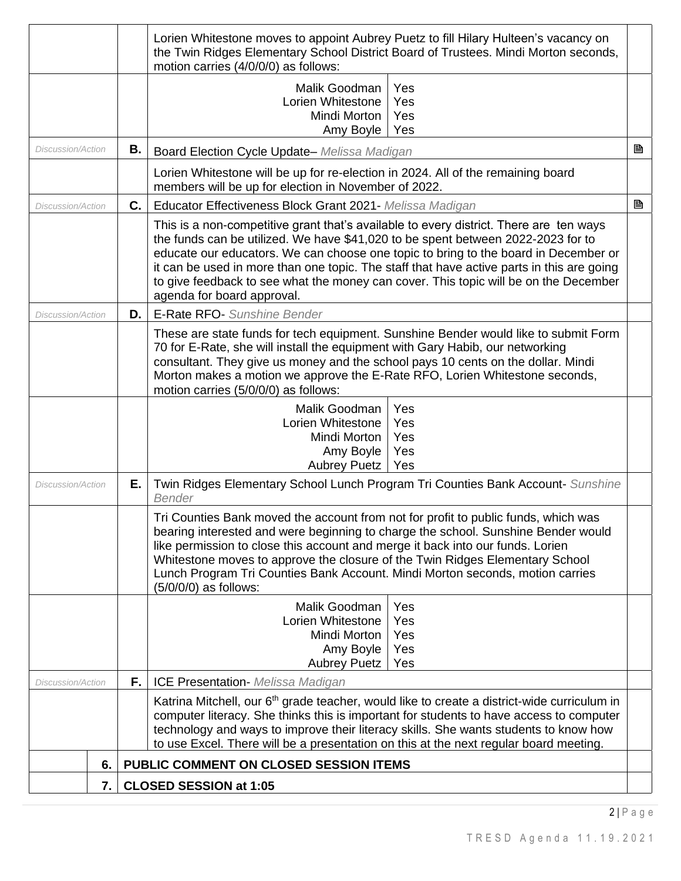| | | | |
|---|---|---|---|
| | | Lorien Whitestone moves to appoint Aubrey Puetz to fill Hilary Hulteen's vacancy on the Twin Ridges Elementary School District Board of Trustees. Mindi Morton seconds, motion carries (4/0/0/0) as follows: | |
| | | Malik Goodman — Yes<br>Lorien Whitestone — Yes<br>Mindi Morton — Yes<br>Amy Boyle — Yes | |
| *Discussion/Action* | **B.** | Board Election Cycle Update– *Melissa Madigan* | 🖹 |
| | | Lorien Whitestone will be up for re-election in 2024. All of the remaining board members will be up for election in November of 2022. | |
| *Discussion/Action* | **C.** | Educator Effectiveness Block Grant 2021- *Melissa Madigan* | 🖹 |
| | | This is a non-competitive grant that's available to every district. There are ten ways the funds can be utilized. We have $41,020 to be spent between 2022-2023 for to educate our educators. We can choose one topic to bring to the board in December or it can be used in more than one topic. The staff that have active parts in this are going to give feedback to see what the money can cover. This topic will be on the December agenda for board approval. | |
| *Discussion/Action* | **D.** | E-Rate RFO- *Sunshine Bender* | |
| | | These are state funds for tech equipment. Sunshine Bender would like to submit Form 70 for E-Rate, she will install the equipment with Gary Habib, our networking consultant. They give us money and the school pays 10 cents on the dollar. Mindi Morton makes a motion we approve the E-Rate RFO, Lorien Whitestone seconds, motion carries (5/0/0/0) as follows: | |
| | | Malik Goodman — Yes<br>Lorien Whitestone — Yes<br>Mindi Morton — Yes<br>Amy Boyle — Yes<br>Aubrey Puetz — Yes | |
| *Discussion/Action* | **E.** | Twin Ridges Elementary School Lunch Program Tri Counties Bank Account- *Sunshine Bender* | |
| | | Tri Counties Bank moved the account from not for profit to public funds, which was bearing interested and were beginning to charge the school. Sunshine Bender would like permission to close this account and merge it back into our funds. Lorien Whitestone moves to approve the closure of the Twin Ridges Elementary School Lunch Program Tri Counties Bank Account. Mindi Morton seconds, motion carries (5/0/0/0) as follows: | |
| | | Malik Goodman — Yes<br>Lorien Whitestone — Yes<br>Mindi Morton — Yes<br>Amy Boyle — Yes<br>Aubrey Puetz — Yes | |
| *Discussion/Action* | **F.** | ICE Presentation- *Melissa Madigan* | |
| | | Katrina Mitchell, our 6th grade teacher, would like to create a district-wide curriculum in computer literacy. She thinks this is important for students to have access to computer technology and ways to improve their literacy skills. She wants students to know how to use Excel. There will be a presentation on this at the next regular board meeting. | |
| | **6.** | **PUBLIC COMMENT ON CLOSED SESSION ITEMS** | |
| | **7.** | **CLOSED SESSION at 1:05** | |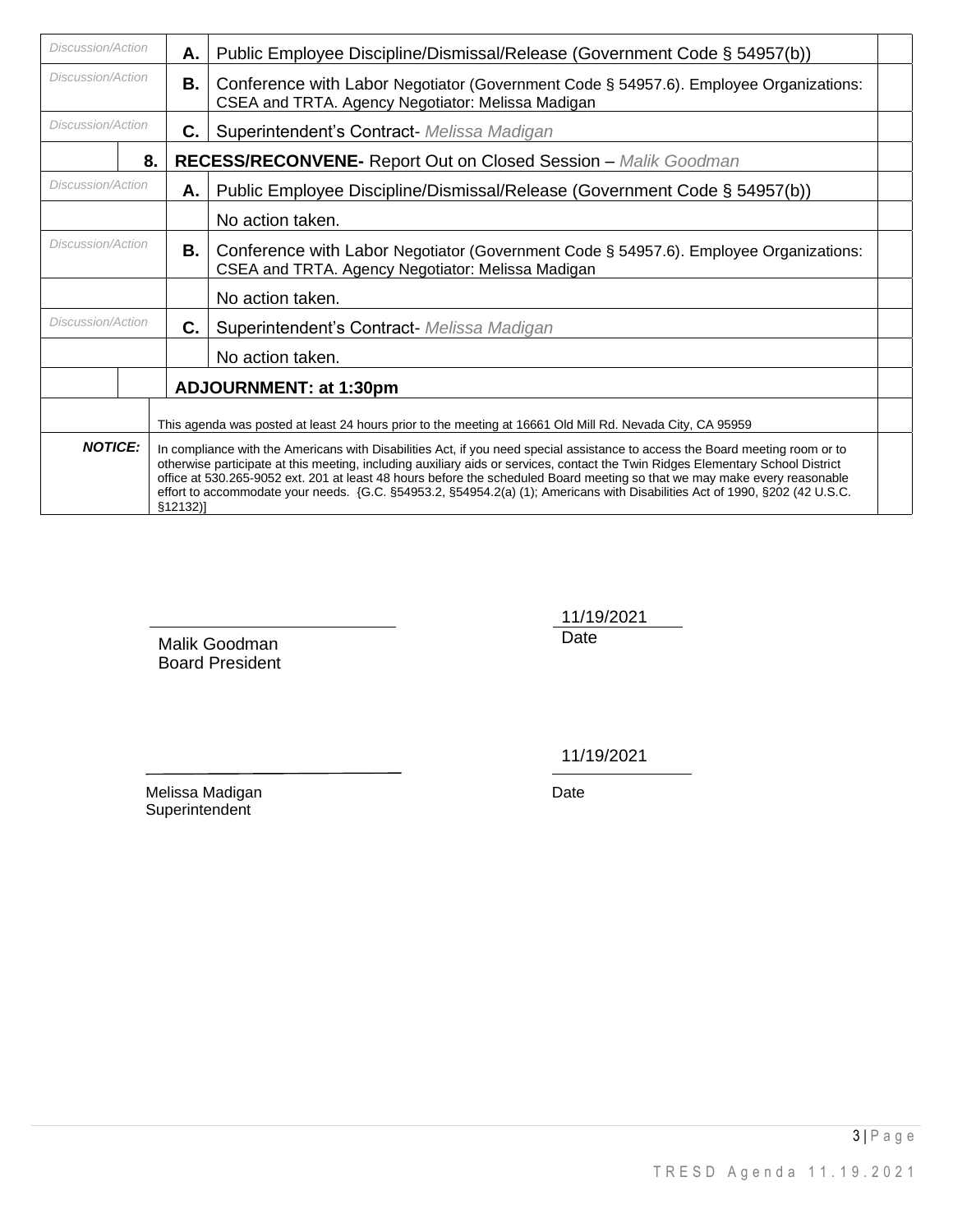| | | | | |
|---|---|---|---|---|
| *Discussion/Action* | | **A.** | Public Employee Discipline/Dismissal/Release (Government Code § 54957(b)) | |
| *Discussion/Action* | | **B.** | Conference with Labor Negotiator (Government Code § 54957.6). Employee Organizations: CSEA and TRTA. Agency Negotiator: Melissa Madigan | |
| *Discussion/Action* | | **C.** | Superintendent's Contract- *Melissa Madigan* | |
| | **8.** | | **RECESS/RECONVENE-** Report Out on Closed Session – *Malik Goodman* | |
| *Discussion/Action* | | **A.** | Public Employee Discipline/Dismissal/Release (Government Code § 54957(b)) | |
| | | | No action taken. | |
| *Discussion/Action* | | **B.** | Conference with Labor Negotiator (Government Code § 54957.6). Employee Organizations: CSEA and TRTA. Agency Negotiator: Melissa Madigan | |
| | | | No action taken. | |
| *Discussion/Action* | | **C.** | Superintendent's Contract- *Melissa Madigan* | |
| | | | No action taken. | |
| | | | **ADJOURNMENT: at 1:30pm** | |
| | | | This agenda was posted at least 24 hours prior to the meeting at 16661 Old Mill Rd. Nevada City, CA 95959 | |
| ***NOTICE:*** | | | In compliance with the Americans with Disabilities Act, if you need special assistance to access the Board meeting room or to otherwise participate at this meeting, including auxiliary aids or services, contact the Twin Ridges Elementary School District office at 530.265-9052 ext. 201 at least 48 hours before the scheduled Board meeting so that we may make every reasonable effort to accommodate your needs. {G.C. §54953.2, §54954.2(a) (1); Americans with Disabilities Act of 1990, §202 (42 U.S.C. §12132)] | |

Malik Goodman
Board President

11/19/2021
Date

Melissa Madigan
Superintendent

11/19/2021
Date